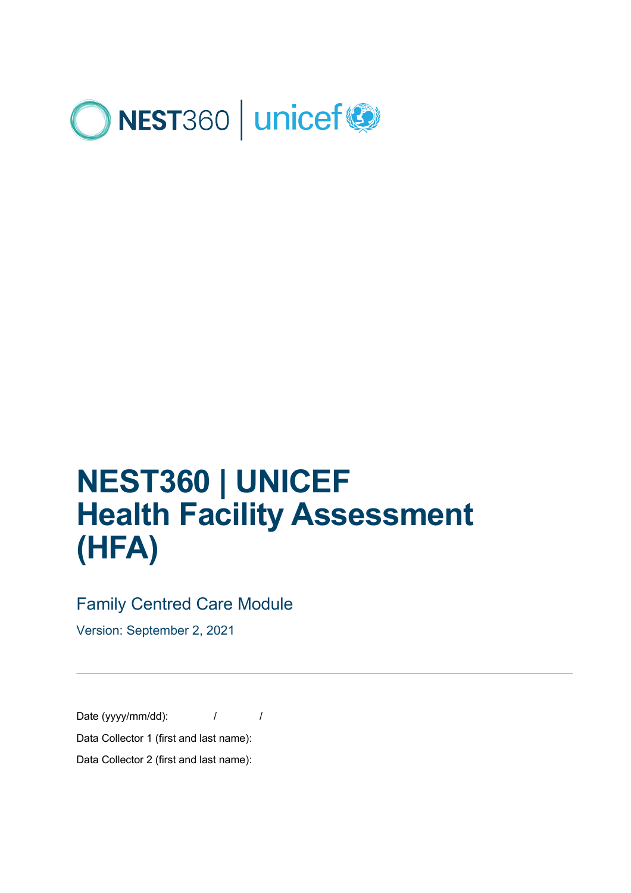NEST360 | unicef

# NEST360 | UNICEF
# Health Facility Assessment (HFA)

## Family Centred Care Module

Version: September 2, 2021

---

Date (yyyy/mm/dd): / /

Data Collector 1 (first and last name):

Data Collector 2 (first and last name):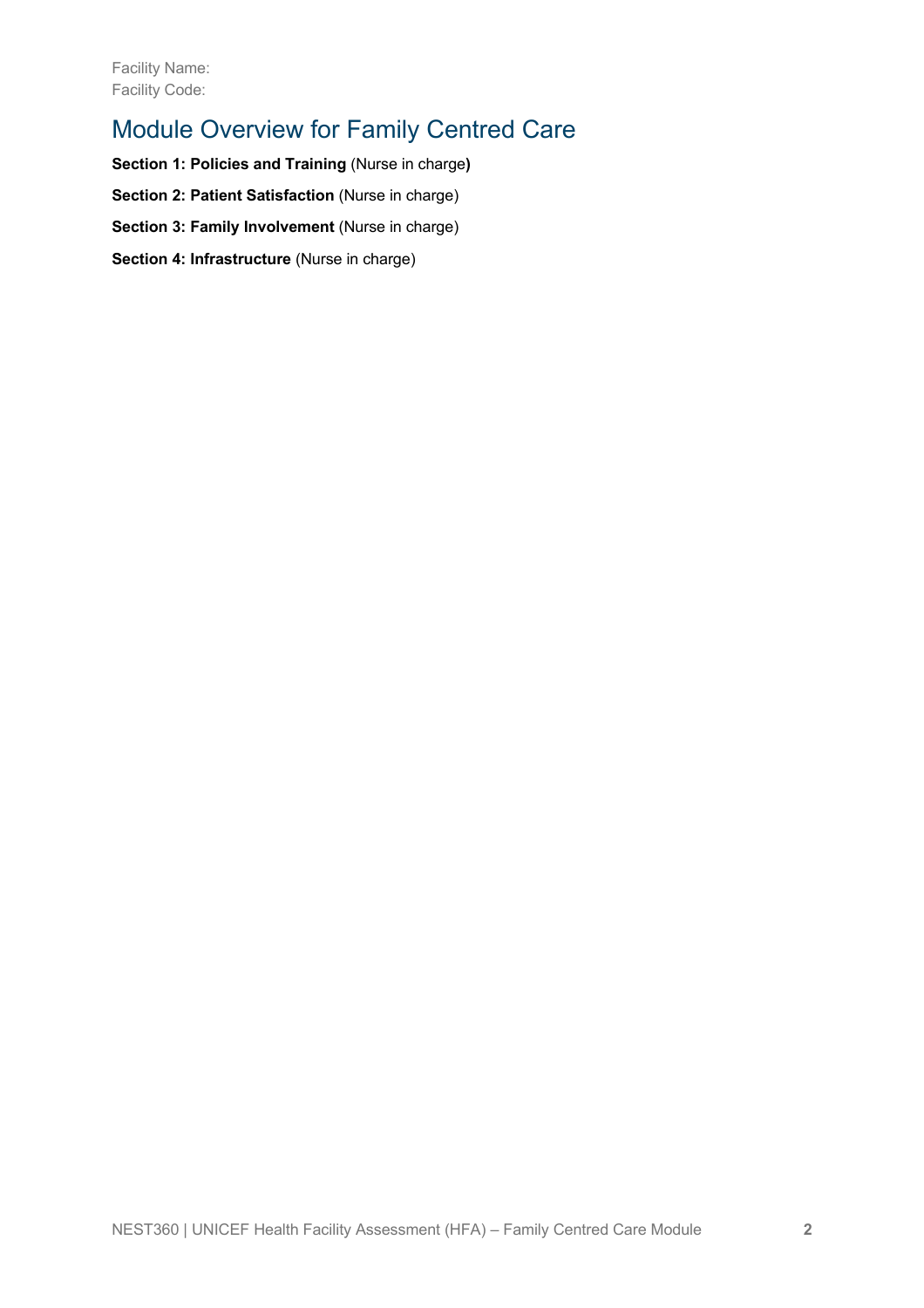Facility Name:
Facility Code:

# Module Overview for Family Centred Care

**Section 1: Policies and Training** (Nurse in charge**)**

**Section 2: Patient Satisfaction** (Nurse in charge)

**Section 3: Family Involvement** (Nurse in charge)

**Section 4: Infrastructure** (Nurse in charge)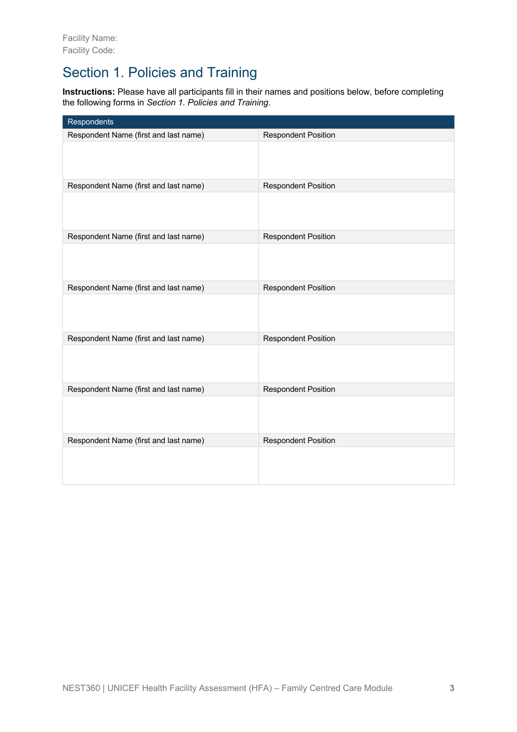Facility Name:
Facility Code:

## Section 1. Policies and Training

**Instructions:** Please have all participants fill in their names and positions below, before completing the following forms in *Section 1. Policies and Training*.

| Respondents | |
|---|---|
| Respondent Name (first and last name) | Respondent Position |
| | |
| Respondent Name (first and last name) | Respondent Position |
| | |
| Respondent Name (first and last name) | Respondent Position |
| | |
| Respondent Name (first and last name) | Respondent Position |
| | |
| Respondent Name (first and last name) | Respondent Position |
| | |
| Respondent Name (first and last name) | Respondent Position |
| | |
| Respondent Name (first and last name) | Respondent Position |
| | |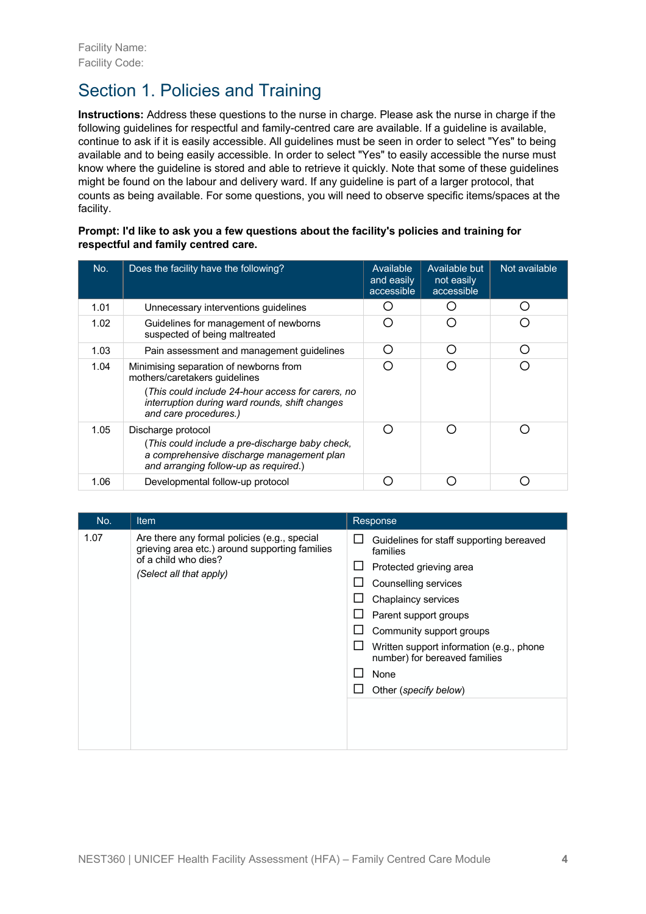Facility Name:
Facility Code:

# Section 1. Policies and Training

**Instructions:** Address these questions to the nurse in charge. Please ask the nurse in charge if the following guidelines for respectful and family-centred care are available. If a guideline is available, continue to ask if it is easily accessible. All guidelines must be seen in order to select "Yes" to being available and to being easily accessible. In order to select "Yes" to easily accessible the nurse must know where the guideline is stored and able to retrieve it quickly. Note that some of these guidelines might be found on the labour and delivery ward. If any guideline is part of a larger protocol, that counts as being available. For some questions, you will need to observe specific items/spaces at the facility.

**Prompt: I'd like to ask you a few questions about the facility's policies and training for respectful and family centred care.**

| No. | Does the facility have the following? | Available and easily accessible | Available but not easily accessible | Not available |
|---|---|---|---|---|
| 1.01 | Unnecessary interventions guidelines | ○ | ○ | ○ |
| 1.02 | Guidelines for management of newborns suspected of being maltreated | ○ | ○ | ○ |
| 1.03 | Pain assessment and management guidelines | ○ | ○ | ○ |
| 1.04 | Minimising separation of newborns from mothers/caretakers guidelines (*This could include 24-hour access for carers, no interruption during ward rounds, shift changes and care procedures.*) | ○ | ○ | ○ |
| 1.05 | Discharge protocol (*This could include a pre-discharge baby check, a comprehensive discharge management plan and arranging follow-up as required.*) | ○ | ○ | ○ |
| 1.06 | Developmental follow-up protocol | ○ | ○ | ○ |

| No. | Item | Response |
|---|---|---|
| 1.07 | Are there any formal policies (e.g., special grieving area etc.) around supporting families of a child who dies? *(Select all that apply)* | ☐ Guidelines for staff supporting bereaved families<br>☐ Protected grieving area<br>☐ Counselling services<br>☐ Chaplaincy services<br>☐ Parent support groups<br>☐ Community support groups<br>☐ Written support information (e.g., phone number) for bereaved families<br>☐ None<br>☐ Other (*specify below*) |
| | | |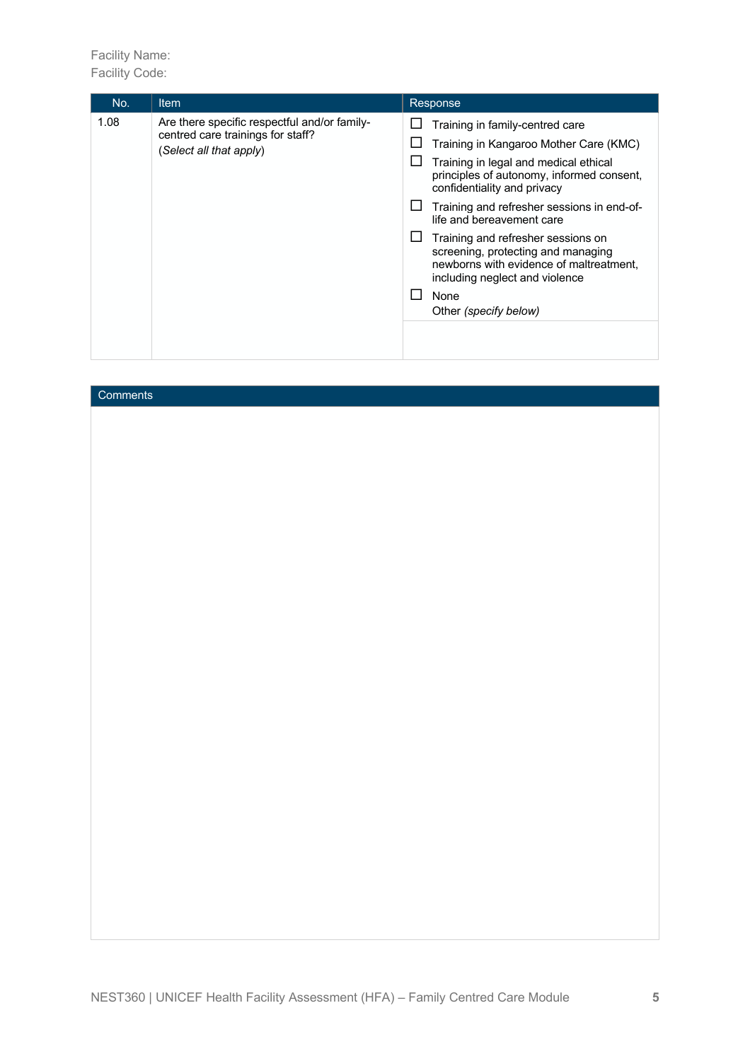Facility Name:
Facility Code:

| No. | Item | Response |
|---|---|---|
| 1.08 | Are there specific respectful and/or family-centred care trainings for staff? (*Select all that apply*) | ☐ Training in family-centred care<br>☐ Training in Kangaroo Mother Care (KMC)<br>☐ Training in legal and medical ethical principles of autonomy, informed consent, confidentiality and privacy<br>☐ Training and refresher sessions in end-of-life and bereavement care<br>☐ Training and refresher sessions on screening, protecting and managing newborns with evidence of maltreatment, including neglect and violence<br>☐ None<br>Other *(specify below)* |
| | | |

| Comments |
|---|
| |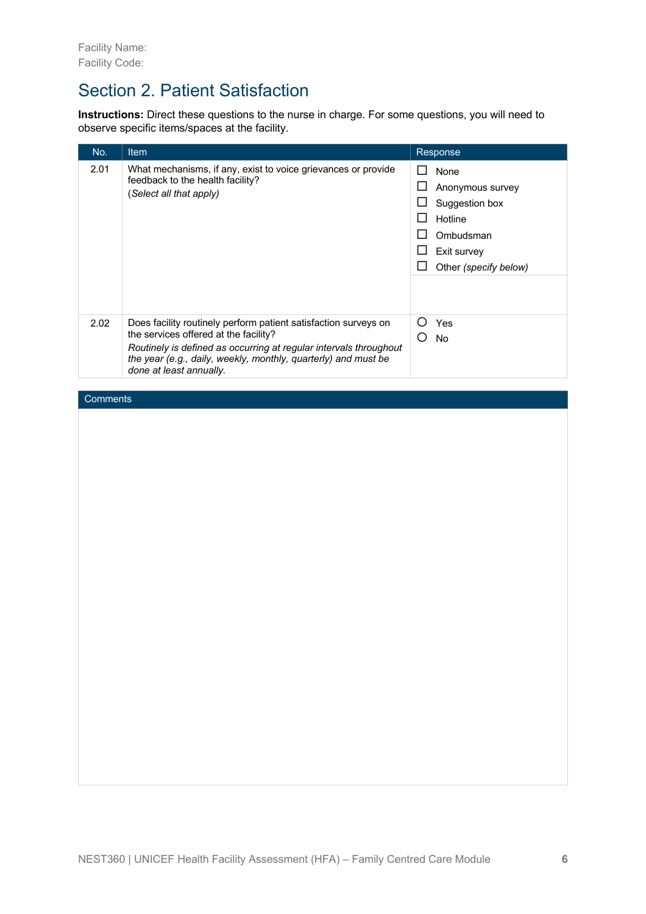Facility Name:
Facility Code:

## Section 2. Patient Satisfaction

**Instructions:** Direct these questions to the nurse in charge. For some questions, you will need to observe specific items/spaces at the facility.

| No. | Item | Response |
|---|---|---|
| 2.01 | What mechanisms, if any, exist to voice grievances or provide feedback to the health facility?<br>(*Select all that apply)* | ☐ None<br>☐ Anonymous survey<br>☐ Suggestion box<br>☐ Hotline<br>☐ Ombudsman<br>☐ Exit survey<br>☐ Other *(specify below)* |
| 2.02 | Does facility routinely perform patient satisfaction surveys on the services offered at the facility?<br>*Routinely is defined as occurring at regular intervals throughout the year (e.g., daily, weekly, monthly, quarterly) and must be done at least annually.* | ○ Yes<br>○ No |

| Comments |
|---|
| |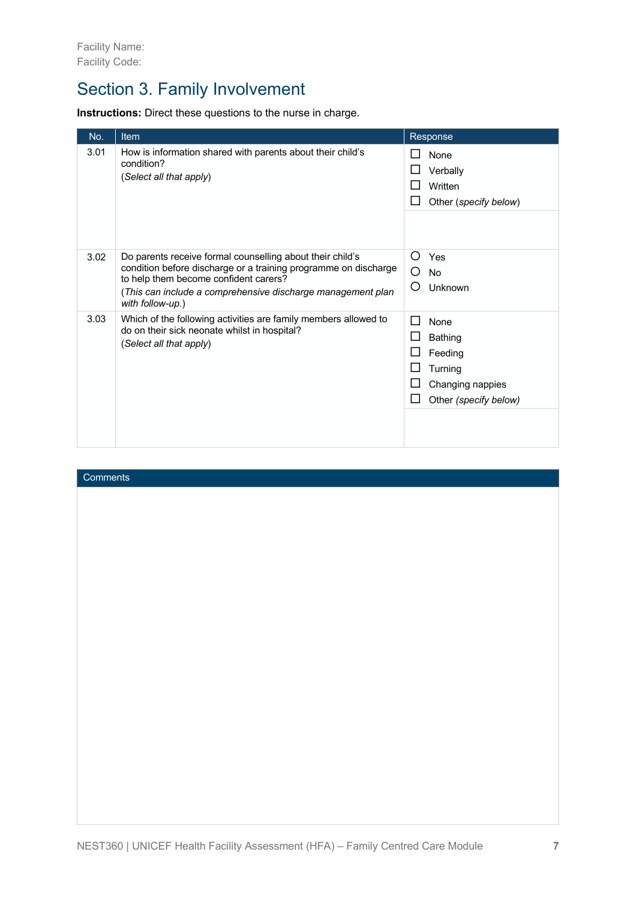Facility Name:
Facility Code:

# Section 3. Family Involvement

**Instructions:** Direct these questions to the nurse in charge.

| No. | Item | Response |
|---|---|---|
| 3.01 | How is information shared with parents about their child's condition?<br>(*Select all that apply*) | ☐ None<br>☐ Verbally<br>☐ Written<br>☐ Other (*specify below*) |
| | | |
| 3.02 | Do parents receive formal counselling about their child's condition before discharge or a training programme on discharge to help them become confident carers?<br>(*This can include a comprehensive discharge management plan with follow-up.*) | ○ Yes<br>○ No<br>○ Unknown |
| 3.03 | Which of the following activities are family members allowed to do on their sick neonate whilst in hospital?<br>(*Select all that apply*) | ☐ None<br>☐ Bathing<br>☐ Feeding<br>☐ Turning<br>☐ Changing nappies<br>☐ Other (*specify below*) |
| | | |

| Comments |
|---|
| |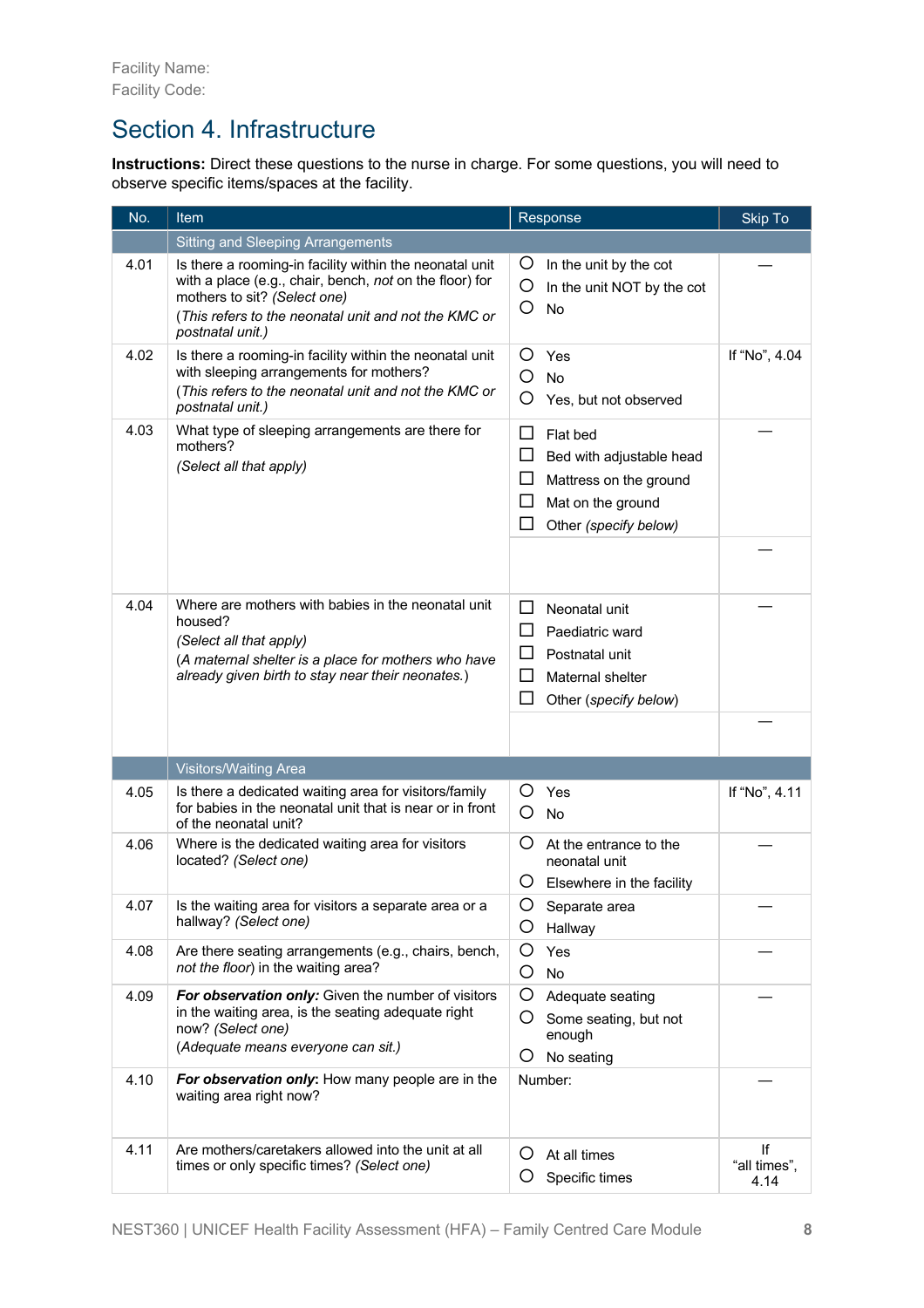Facility Name:
Facility Code:

# Section 4. Infrastructure

**Instructions:** Direct these questions to the nurse in charge. For some questions, you will need to observe specific items/spaces at the facility.

| No. | Item | Response | Skip To |
|---|---|---|---|
| | Sitting and Sleeping Arrangements | | |
| 4.01 | Is there a rooming-in facility within the neonatal unit with a place (e.g., chair, bench, *not* on the floor) for mothers to sit? *(Select one)* (*This refers to the neonatal unit and not the KMC or postnatal unit.*) | ○ In the unit by the cot<br>○ In the unit NOT by the cot<br>○ No | — |
| 4.02 | Is there a rooming-in facility within the neonatal unit with sleeping arrangements for mothers? (*This refers to the neonatal unit and not the KMC or postnatal unit.*) | ○ Yes<br>○ No<br>○ Yes, but not observed | If "No", 4.04 |
| 4.03 | What type of sleeping arrangements are there for mothers? *(Select all that apply)* | ☐ Flat bed<br>☐ Bed with adjustable head<br>☐ Mattress on the ground<br>☐ Mat on the ground<br>☐ Other *(specify below)* | — |
| | | | — |
| 4.04 | Where are mothers with babies in the neonatal unit housed? *(Select all that apply)* (*A maternal shelter is a place for mothers who have already given birth to stay near their neonates.*) | ☐ Neonatal unit<br>☐ Paediatric ward<br>☐ Postnatal unit<br>☐ Maternal shelter<br>☐ Other (*specify below*) | — |
| | | | — |
| | Visitors/Waiting Area | | |
| 4.05 | Is there a dedicated waiting area for visitors/family for babies in the neonatal unit that is near or in front of the neonatal unit? | ○ Yes<br>○ No | If "No", 4.11 |
| 4.06 | Where is the dedicated waiting area for visitors located? *(Select one)* | ○ At the entrance to the neonatal unit<br>○ Elsewhere in the facility | — |
| 4.07 | Is the waiting area for visitors a separate area or a hallway? *(Select one)* | ○ Separate area<br>○ Hallway | — |
| 4.08 | Are there seating arrangements (e.g., chairs, bench, *not the floor*) in the waiting area? | ○ Yes<br>○ No | — |
| 4.09 | ***For observation only:*** Given the number of visitors in the waiting area, is the seating adequate right now? *(Select one)* *(Adequate means everyone can sit.)* | ○ Adequate seating<br>○ Some seating, but not enough<br>○ No seating | — |
| 4.10 | ***For observation only***: How many people are in the waiting area right now? | Number: | — |
| 4.11 | Are mothers/caretakers allowed into the unit at all times or only specific times? *(Select one)* | ○ At all times<br>○ Specific times | If "all times", 4.14 |

NEST360 | UNICEF Health Facility Assessment (HFA) – Family Centred Care Module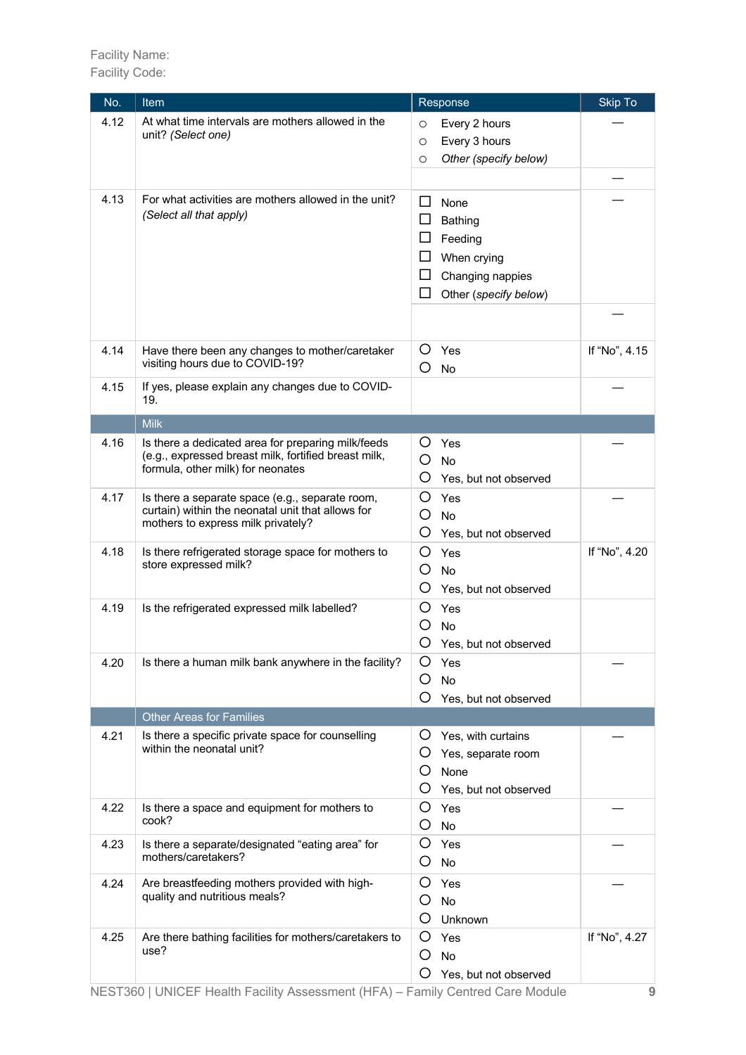Facility Name:
Facility Code:

| No. | Item | Response | Skip To |
|---|---|---|---|
| 4.12 | At what time intervals are mothers allowed in the unit? *(Select one)* | ○ Every 2 hours<br>○ Every 3 hours<br>○ *Other (specify below)* | — |
| | | | — |
| 4.13 | For what activities are mothers allowed in the unit? *(Select all that apply)* | ☐ None<br>☐ Bathing<br>☐ Feeding<br>☐ When crying<br>☐ Changing nappies<br>☐ Other (*specify below*) | — |
| | | | — |
| 4.14 | Have there been any changes to mother/caretaker visiting hours due to COVID-19? | ○ Yes<br>○ No | If "No", 4.15 |
| 4.15 | If yes, please explain any changes due to COVID-19. | | — |
| | **Milk** | | |
| 4.16 | Is there a dedicated area for preparing milk/feeds (e.g., expressed breast milk, fortified breast milk, formula, other milk) for neonates | ○ Yes<br>○ No<br>○ Yes, but not observed | — |
| 4.17 | Is there a separate space (e.g., separate room, curtain) within the neonatal unit that allows for mothers to express milk privately? | ○ Yes<br>○ No<br>○ Yes, but not observed | — |
| 4.18 | Is there refrigerated storage space for mothers to store expressed milk? | ○ Yes<br>○ No<br>○ Yes, but not observed | If "No", 4.20 |
| 4.19 | Is the refrigerated expressed milk labelled? | ○ Yes<br>○ No<br>○ Yes, but not observed | |
| 4.20 | Is there a human milk bank anywhere in the facility? | ○ Yes<br>○ No<br>○ Yes, but not observed | — |
| | **Other Areas for Families** | | |
| 4.21 | Is there a specific private space for counselling within the neonatal unit? | ○ Yes, with curtains<br>○ Yes, separate room<br>○ None<br>○ Yes, but not observed | — |
| 4.22 | Is there a space and equipment for mothers to cook? | ○ Yes<br>○ No | — |
| 4.23 | Is there a separate/designated "eating area" for mothers/caretakers? | ○ Yes<br>○ No | — |
| 4.24 | Are breastfeeding mothers provided with high-quality and nutritious meals? | ○ Yes<br>○ No<br>○ Unknown | — |
| 4.25 | Are there bathing facilities for mothers/caretakers to use? | ○ Yes<br>○ No<br>○ Yes, but not observed | If "No", 4.27 |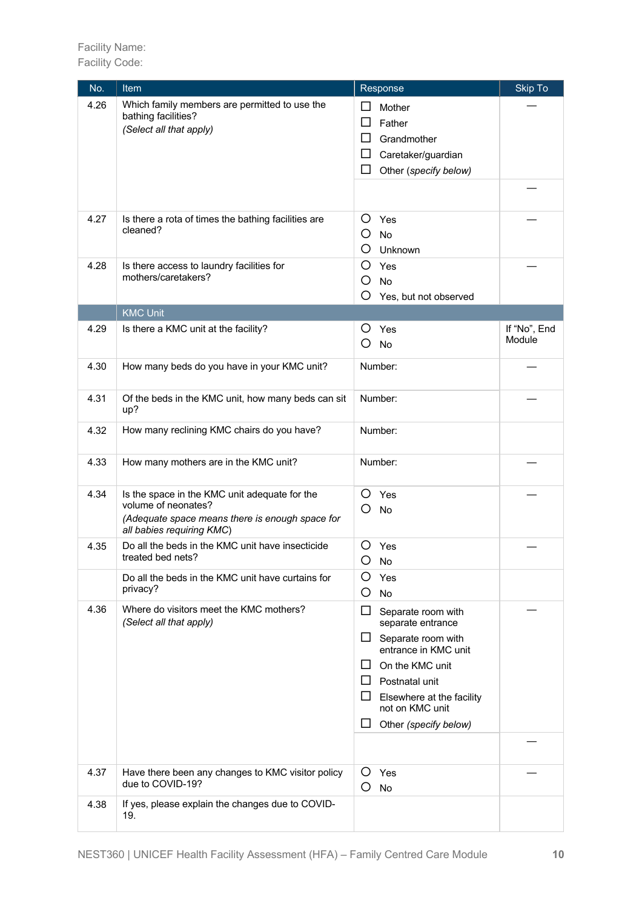Facility Name:
Facility Code:

| No. | Item | Response | Skip To |
|---|---|---|---|
| 4.26 | Which family members are permitted to use the bathing facilities?<br>*(Select all that apply)* | ☐ Mother<br>☐ Father<br>☐ Grandmother<br>☐ Caretaker/guardian<br>☐ Other (*specify below*) | — |
| | | | — |
| 4.27 | Is there a rota of times the bathing facilities are cleaned? | ○ Yes<br>○ No<br>○ Unknown | — |
| 4.28 | Is there access to laundry facilities for mothers/caretakers? | ○ Yes<br>○ No<br>○ Yes, but not observed | — |
| | **KMC Unit** | | |
| 4.29 | Is there a KMC unit at the facility? | ○ Yes<br>○ No | If "No", End Module |
| 4.30 | How many beds do you have in your KMC unit? | Number: | — |
| 4.31 | Of the beds in the KMC unit, how many beds can sit up? | Number: | — |
| 4.32 | How many reclining KMC chairs do you have? | Number: | |
| 4.33 | How many mothers are in the KMC unit? | Number: | — |
| 4.34 | Is the space in the KMC unit adequate for the volume of neonates?<br>*(Adequate space means there is enough space for all babies requiring KMC)* | ○ Yes<br>○ No | — |
| 4.35 | Do all the beds in the KMC unit have insecticide treated bed nets? | ○ Yes<br>○ No | — |
| | Do all the beds in the KMC unit have curtains for privacy? | ○ Yes<br>○ No | |
| 4.36 | Where do visitors meet the KMC mothers?<br>*(Select all that apply)* | ☐ Separate room with separate entrance<br>☐ Separate room with entrance in KMC unit<br>☐ On the KMC unit<br>☐ Postnatal unit<br>☐ Elsewhere at the facility not on KMC unit<br>☐ Other (*specify below*) | — |
| | | | — |
| 4.37 | Have there been any changes to KMC visitor policy due to COVID-19? | ○ Yes<br>○ No | — |
| 4.38 | If yes, please explain the changes due to COVID-19. | | |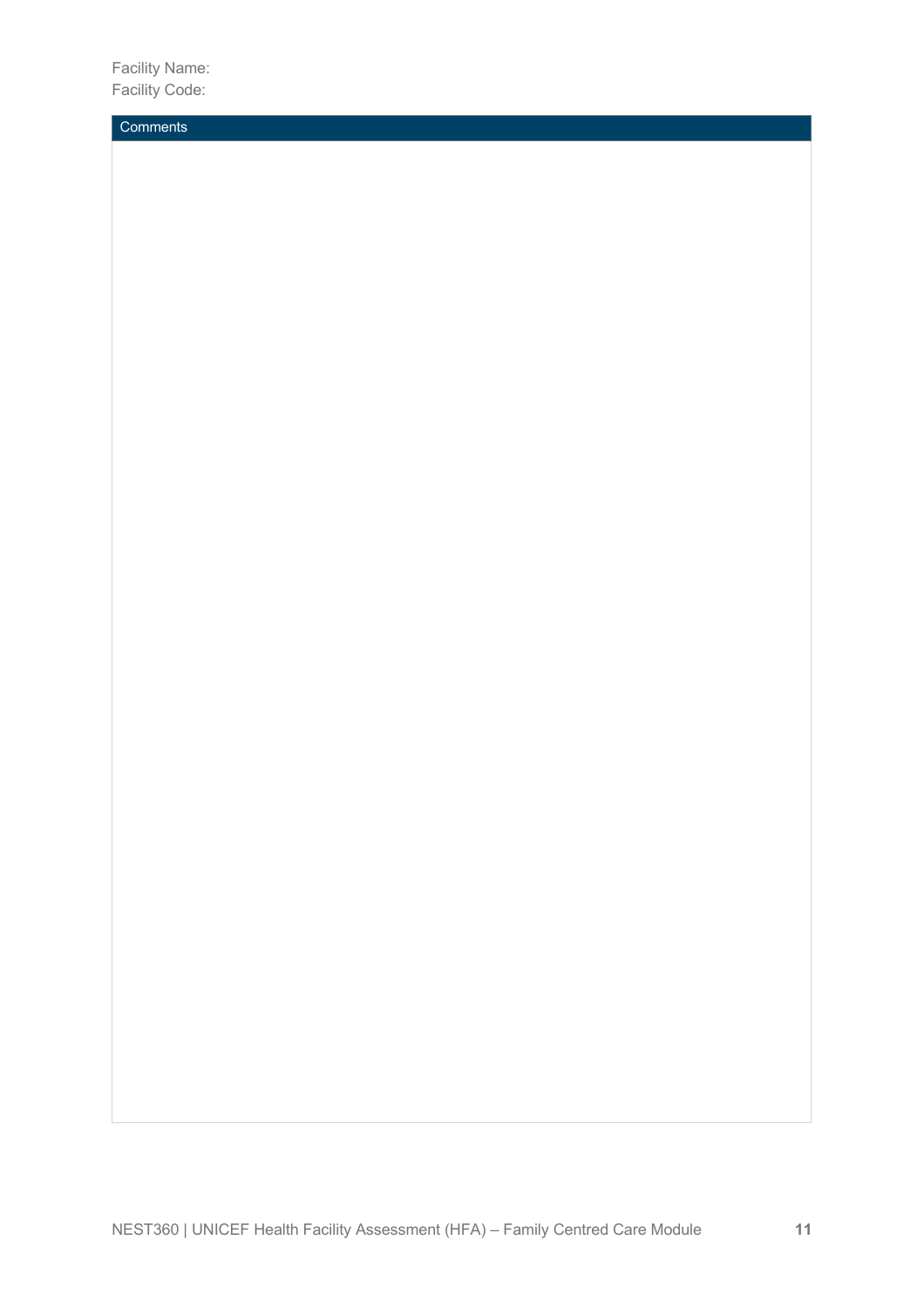Facility Name:
Facility Code:

| Comments |
| --- |
| |